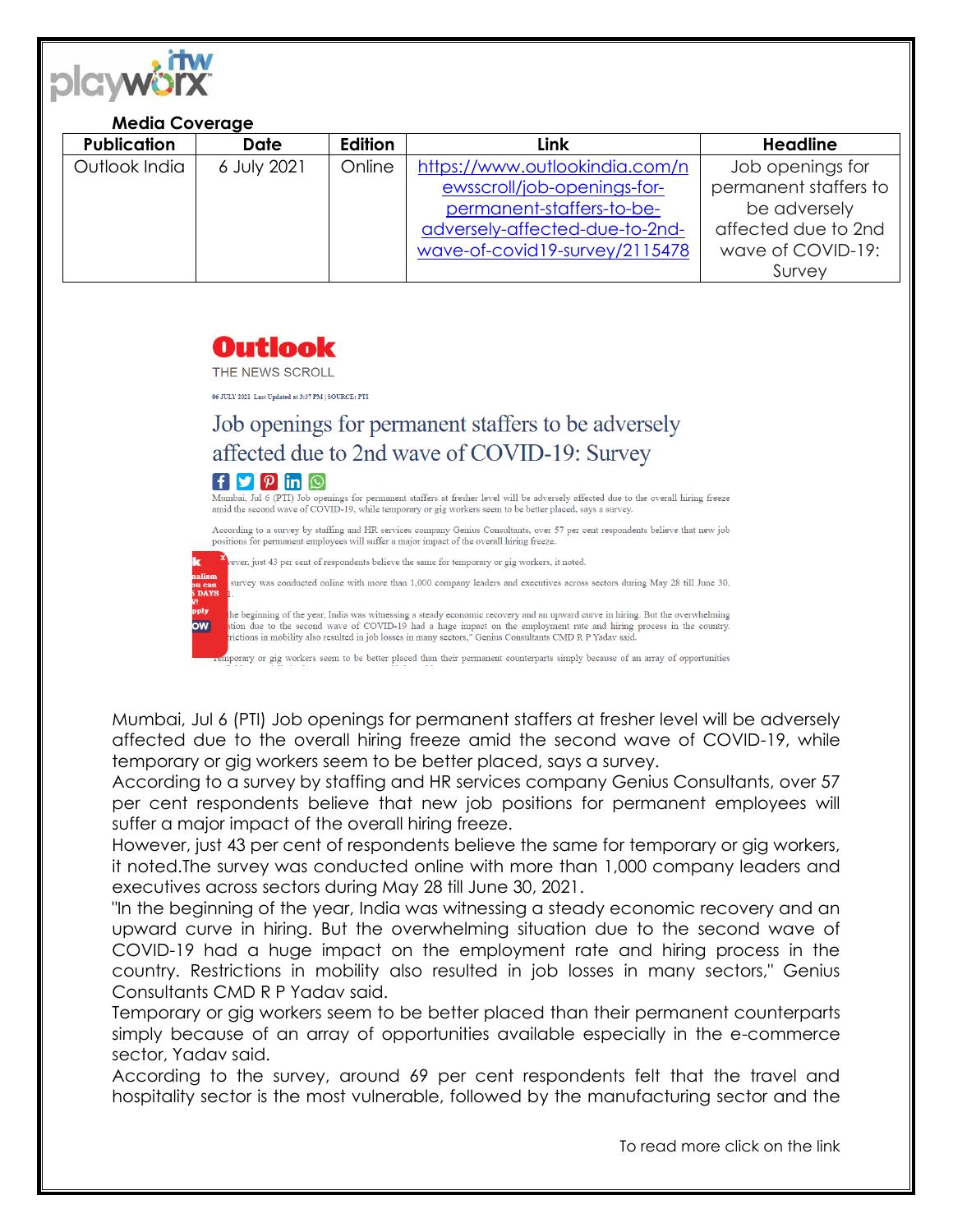**Media Coverage**

| Publication | Date | Edition | Link | Headline |
|---|---|---|---|---|
| Outlook India | 6 July 2021 | Online | https://www.outlookindia.com/newsscroll/job-openings-for-permanent-staffers-to-be-adversely-affected-due-to-2nd-wave-of-covid19-survey/2115478 | Job openings for permanent staffers to be adversely affected due to 2nd wave of COVID-19: Survey |

**Outlook**
THE NEWS SCROLL

06 JULY 2021 Last Updated at 3:37 PM | SOURCE: PTI

# Job openings for permanent staffers to be adversely affected due to 2nd wave of COVID-19: Survey

Mumbai, Jul 6 (PTI) Job openings for permanent staffers at fresher level will be adversely affected due to the overall hiring freeze amid the second wave of COVID-19, while temporary or gig workers seem to be better placed, says a survey.

According to a survey by staffing and HR services company Genius Consultants, over 57 per cent respondents believe that new job positions for permanent employees will suffer a major impact of the overall hiring freeze.

However, just 43 per cent of respondents believe the same for temporary or gig workers, it noted.The survey was conducted online with more than 1,000 company leaders and executives across sectors during May 28 till June 30, 2021.

"In the beginning of the year, India was witnessing a steady economic recovery and an upward curve in hiring. But the overwhelming situation due to the second wave of COVID-19 had a huge impact on the employment rate and hiring process in the country. Restrictions in mobility also resulted in job losses in many sectors," Genius Consultants CMD R P Yadav said.

Temporary or gig workers seem to be better placed than their permanent counterparts simply because of an array of opportunities available especially in the e-commerce sector, Yadav said.

According to the survey, around 69 per cent respondents felt that the travel and hospitality sector is the most vulnerable, followed by the manufacturing sector and the

To read more click on the link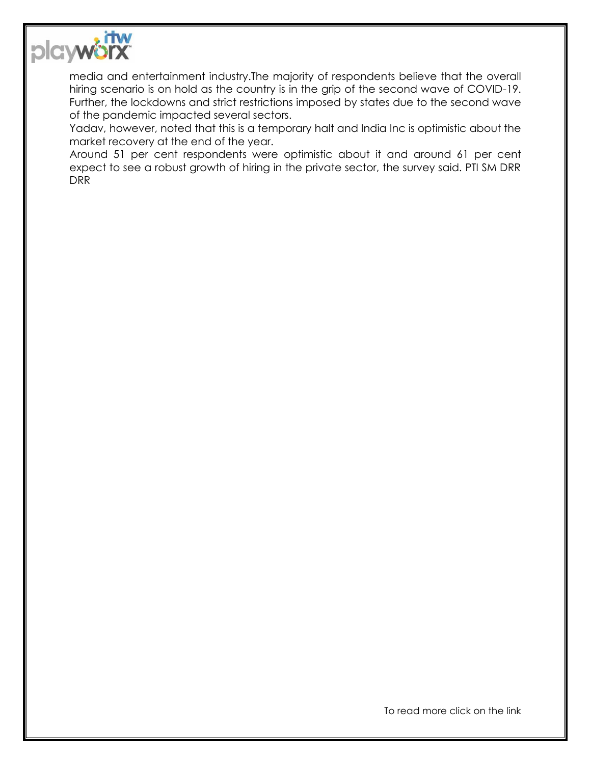media and entertainment industry.The majority of respondents believe that the overall hiring scenario is on hold as the country is in the grip of the second wave of COVID-19. Further, the lockdowns and strict restrictions imposed by states due to the second wave of the pandemic impacted several sectors.

Yadav, however, noted that this is a temporary halt and India Inc is optimistic about the market recovery at the end of the year.

Around 51 per cent respondents were optimistic about it and around 61 per cent expect to see a robust growth of hiring in the private sector, the survey said. PTI SM DRR DRR

To read more click on the link